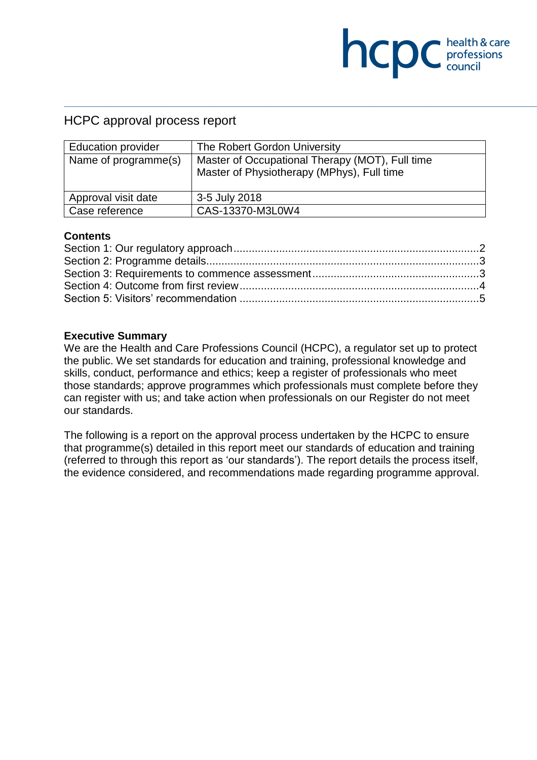# HCPC approval process report

| Education provider | The Robert Gordon University |
|---|---|
| Name of programme(s) | Master of Occupational Therapy (MOT), Full time<br>Master of Physiotherapy (MPhys), Full time |
| Approval visit date | 3-5 July 2018 |
| Case reference | CAS-13370-M3L0W4 |

**Contents**

Section 1: Our regulatory approach ........................................ 2
Section 2: Programme details ........................................ 3
Section 3: Requirements to commence assessment ........................................ 3
Section 4: Outcome from first review ........................................ 4
Section 5: Visitors' recommendation ........................................ 5

**Executive Summary**

We are the Health and Care Professions Council (HCPC), a regulator set up to protect the public. We set standards for education and training, professional knowledge and skills, conduct, performance and ethics; keep a register of professionals who meet those standards; approve programmes which professionals must complete before they can register with us; and take action when professionals on our Register do not meet our standards.

The following is a report on the approval process undertaken by the HCPC to ensure that programme(s) detailed in this report meet our standards of education and training (referred to through this report as 'our standards'). The report details the process itself, the evidence considered, and recommendations made regarding programme approval.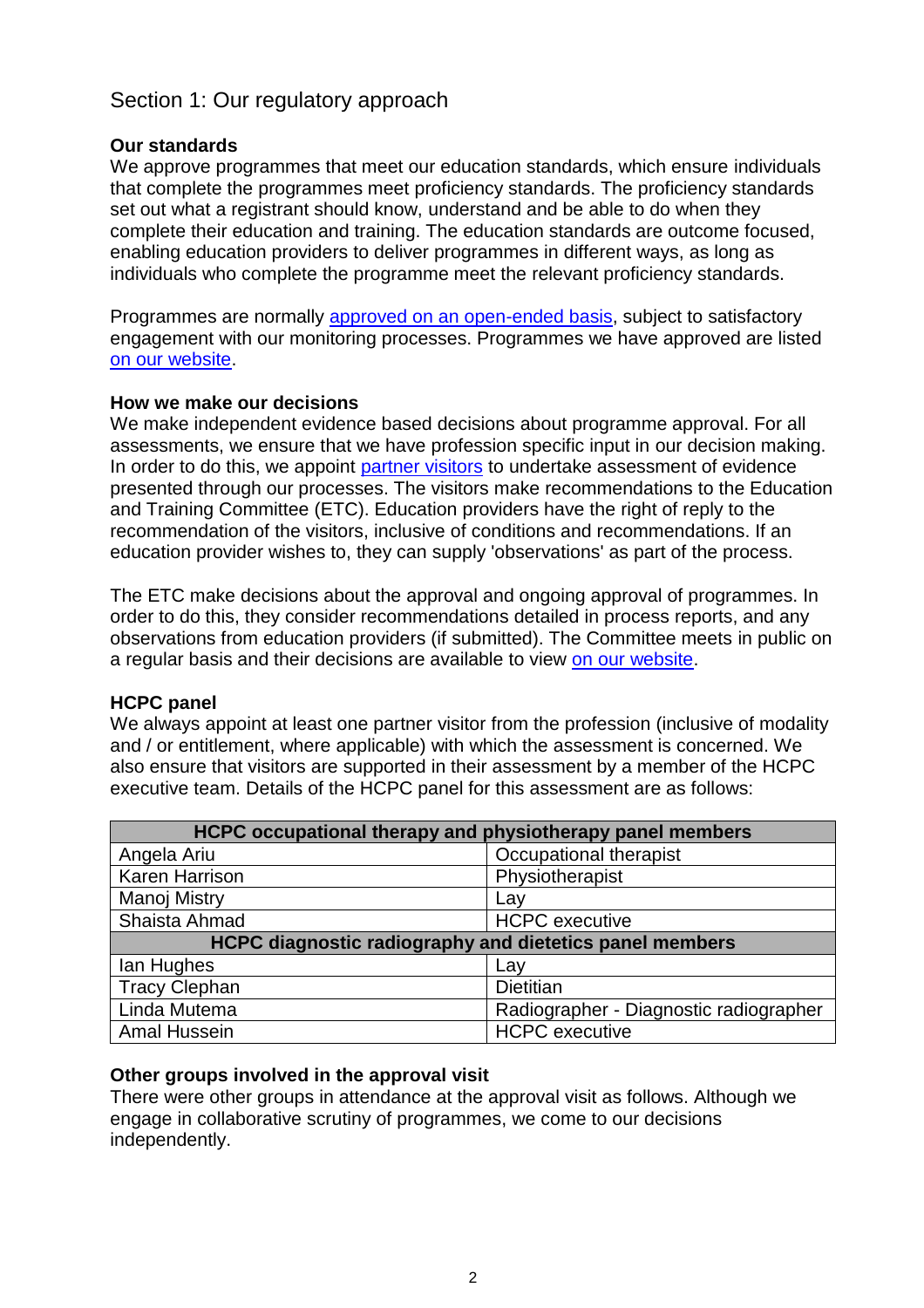## Section 1: Our regulatory approach

**Our standards**

We approve programmes that meet our education standards, which ensure individuals that complete the programmes meet proficiency standards. The proficiency standards set out what a registrant should know, understand and be able to do when they complete their education and training. The education standards are outcome focused, enabling education providers to deliver programmes in different ways, as long as individuals who complete the programme meet the relevant proficiency standards.

Programmes are normally approved on an open-ended basis, subject to satisfactory engagement with our monitoring processes. Programmes we have approved are listed on our website.

**How we make our decisions**

We make independent evidence based decisions about programme approval. For all assessments, we ensure that we have profession specific input in our decision making. In order to do this, we appoint partner visitors to undertake assessment of evidence presented through our processes. The visitors make recommendations to the Education and Training Committee (ETC). Education providers have the right of reply to the recommendation of the visitors, inclusive of conditions and recommendations. If an education provider wishes to, they can supply 'observations' as part of the process.

The ETC make decisions about the approval and ongoing approval of programmes. In order to do this, they consider recommendations detailed in process reports, and any observations from education providers (if submitted). The Committee meets in public on a regular basis and their decisions are available to view on our website.

**HCPC panel**

We always appoint at least one partner visitor from the profession (inclusive of modality and / or entitlement, where applicable) with which the assessment is concerned. We also ensure that visitors are supported in their assessment by a member of the HCPC executive team. Details of the HCPC panel for this assessment are as follows:

| HCPC occupational therapy and physiotherapy panel members | |
|---|---|
| Angela Ariu | Occupational therapist |
| Karen Harrison | Physiotherapist |
| Manoj Mistry | Lay |
| Shaista Ahmad | HCPC executive |
| **HCPC diagnostic radiography and dietetics panel members** | |
| Ian Hughes | Lay |
| Tracy Clephan | Dietitian |
| Linda Mutema | Radiographer - Diagnostic radiographer |
| Amal Hussein | HCPC executive |

**Other groups involved in the approval visit**

There were other groups in attendance at the approval visit as follows. Although we engage in collaborative scrutiny of programmes, we come to our decisions independently.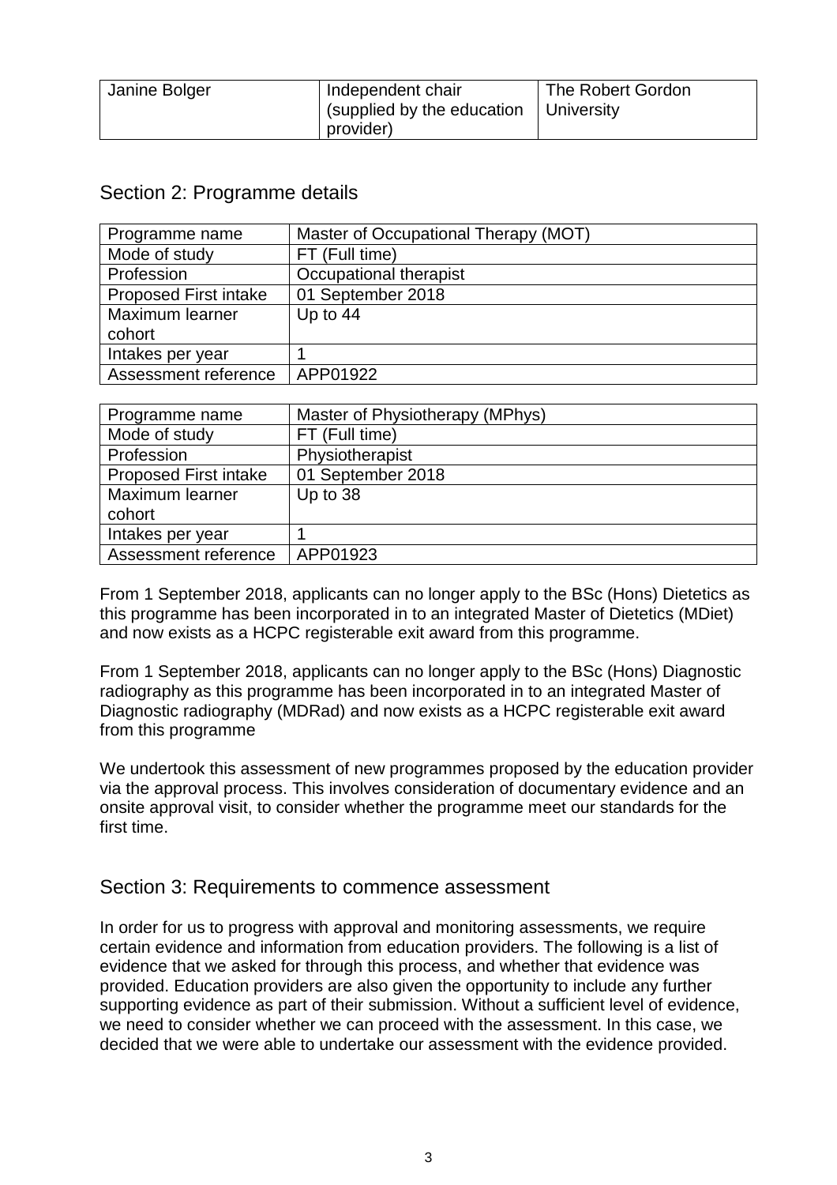| Janine Bolger | Independent chair (supplied by the education provider) | The Robert Gordon University |
|---|---|---|

## Section 2: Programme details

| Programme name | Master of Occupational Therapy (MOT) |
|---|---|
| Mode of study | FT (Full time) |
| Profession | Occupational therapist |
| Proposed First intake | 01 September 2018 |
| Maximum learner cohort | Up to 44 |
| Intakes per year | 1 |
| Assessment reference | APP01922 |

| Programme name | Master of Physiotherapy (MPhys) |
|---|---|
| Mode of study | FT (Full time) |
| Profession | Physiotherapist |
| Proposed First intake | 01 September 2018 |
| Maximum learner cohort | Up to 38 |
| Intakes per year | 1 |
| Assessment reference | APP01923 |

From 1 September 2018, applicants can no longer apply to the BSc (Hons) Dietetics as this programme has been incorporated in to an integrated Master of Dietetics (MDiet) and now exists as a HCPC registerable exit award from this programme.

From 1 September 2018, applicants can no longer apply to the BSc (Hons) Diagnostic radiography as this programme has been incorporated in to an integrated Master of Diagnostic radiography (MDRad) and now exists as a HCPC registerable exit award from this programme

We undertook this assessment of new programmes proposed by the education provider via the approval process. This involves consideration of documentary evidence and an onsite approval visit, to consider whether the programme meet our standards for the first time.

## Section 3: Requirements to commence assessment

In order for us to progress with approval and monitoring assessments, we require certain evidence and information from education providers. The following is a list of evidence that we asked for through this process, and whether that evidence was provided. Education providers are also given the opportunity to include any further supporting evidence as part of their submission. Without a sufficient level of evidence, we need to consider whether we can proceed with the assessment. In this case, we decided that we were able to undertake our assessment with the evidence provided.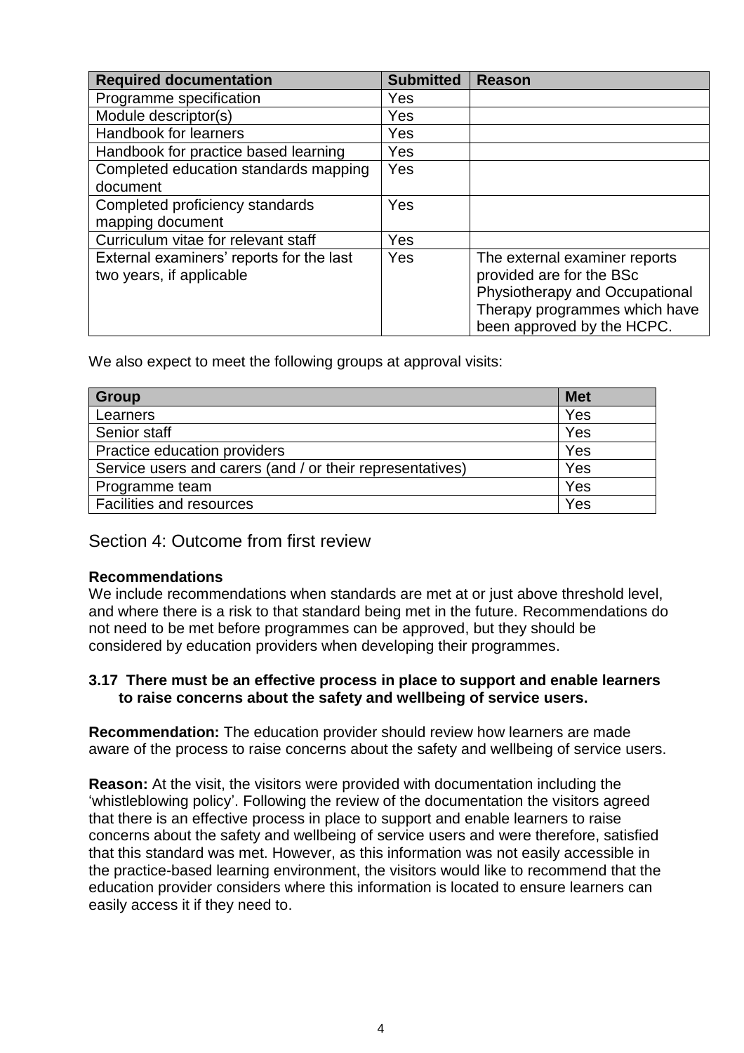| Required documentation | Submitted | Reason |
|---|---|---|
| Programme specification | Yes | |
| Module descriptor(s) | Yes | |
| Handbook for learners | Yes | |
| Handbook for practice based learning | Yes | |
| Completed education standards mapping document | Yes | |
| Completed proficiency standards mapping document | Yes | |
| Curriculum vitae for relevant staff | Yes | |
| External examiners' reports for the last two years, if applicable | Yes | The external examiner reports provided are for the BSc Physiotherapy and Occupational Therapy programmes which have been approved by the HCPC. |

We also expect to meet the following groups at approval visits:

| Group | Met |
|---|---|
| Learners | Yes |
| Senior staff | Yes |
| Practice education providers | Yes |
| Service users and carers (and / or their representatives) | Yes |
| Programme team | Yes |
| Facilities and resources | Yes |

## Section 4: Outcome from first review

**Recommendations**

We include recommendations when standards are met at or just above threshold level, and where there is a risk to that standard being met in the future. Recommendations do not need to be met before programmes can be approved, but they should be considered by education providers when developing their programmes.

**3.17 There must be an effective process in place to support and enable learners to raise concerns about the safety and wellbeing of service users.**

**Recommendation:** The education provider should review how learners are made aware of the process to raise concerns about the safety and wellbeing of service users.

**Reason:** At the visit, the visitors were provided with documentation including the 'whistleblowing policy'. Following the review of the documentation the visitors agreed that there is an effective process in place to support and enable learners to raise concerns about the safety and wellbeing of service users and were therefore, satisfied that this standard was met. However, as this information was not easily accessible in the practice-based learning environment, the visitors would like to recommend that the education provider considers where this information is located to ensure learners can easily access it if they need to.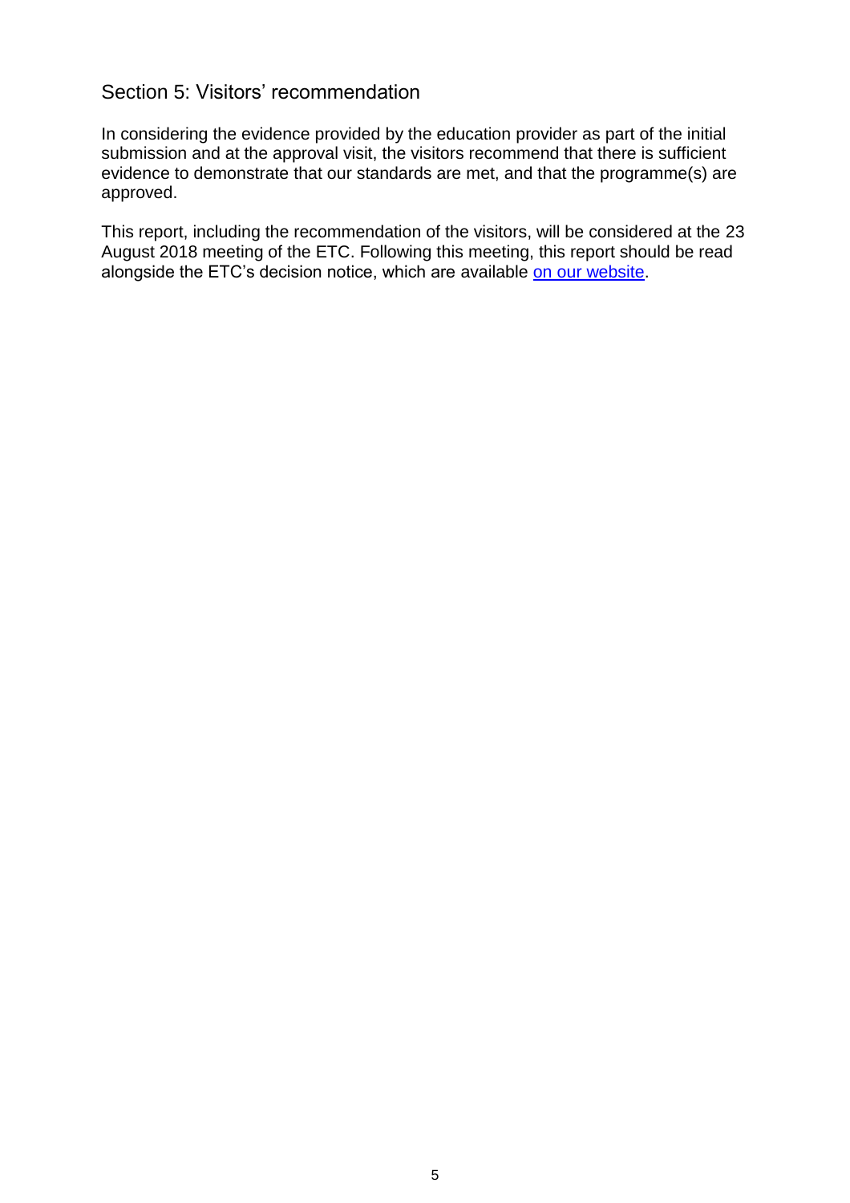## Section 5: Visitors' recommendation

In considering the evidence provided by the education provider as part of the initial submission and at the approval visit, the visitors recommend that there is sufficient evidence to demonstrate that our standards are met, and that the programme(s) are approved.

This report, including the recommendation of the visitors, will be considered at the 23 August 2018 meeting of the ETC. Following this meeting, this report should be read alongside the ETC's decision notice, which are available on our website.